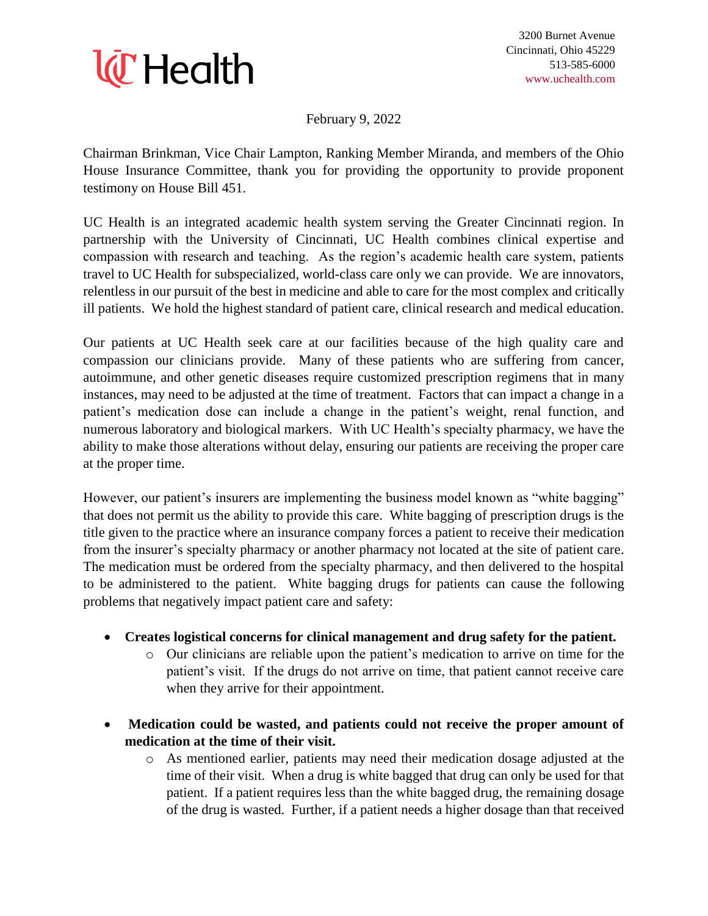UC Health

3200 Burnet Avenue
Cincinnati, Ohio 45229
513-585-6000
www.uchealth.com

February 9, 2022

Chairman Brinkman, Vice Chair Lampton, Ranking Member Miranda, and members of the Ohio House Insurance Committee, thank you for providing the opportunity to provide proponent testimony on House Bill 451.

UC Health is an integrated academic health system serving the Greater Cincinnati region. In partnership with the University of Cincinnati, UC Health combines clinical expertise and compassion with research and teaching. As the region's academic health care system, patients travel to UC Health for subspecialized, world-class care only we can provide. We are innovators, relentless in our pursuit of the best in medicine and able to care for the most complex and critically ill patients. We hold the highest standard of patient care, clinical research and medical education.

Our patients at UC Health seek care at our facilities because of the high quality care and compassion our clinicians provide. Many of these patients who are suffering from cancer, autoimmune, and other genetic diseases require customized prescription regimens that in many instances, may need to be adjusted at the time of treatment. Factors that can impact a change in a patient's medication dose can include a change in the patient's weight, renal function, and numerous laboratory and biological markers. With UC Health's specialty pharmacy, we have the ability to make those alterations without delay, ensuring our patients are receiving the proper care at the proper time.

However, our patient's insurers are implementing the business model known as "white bagging" that does not permit us the ability to provide this care. White bagging of prescription drugs is the title given to the practice where an insurance company forces a patient to receive their medication from the insurer's specialty pharmacy or another pharmacy not located at the site of patient care. The medication must be ordered from the specialty pharmacy, and then delivered to the hospital to be administered to the patient. White bagging drugs for patients can cause the following problems that negatively impact patient care and safety:

- **Creates logistical concerns for clinical management and drug safety for the patient.**
  - Our clinicians are reliable upon the patient's medication to arrive on time for the patient's visit. If the drugs do not arrive on time, that patient cannot receive care when they arrive for their appointment.

- **Medication could be wasted, and patients could not receive the proper amount of medication at the time of their visit.**
  - As mentioned earlier, patients may need their medication dosage adjusted at the time of their visit. When a drug is white bagged that drug can only be used for that patient. If a patient requires less than the white bagged drug, the remaining dosage of the drug is wasted. Further, if a patient needs a higher dosage than that received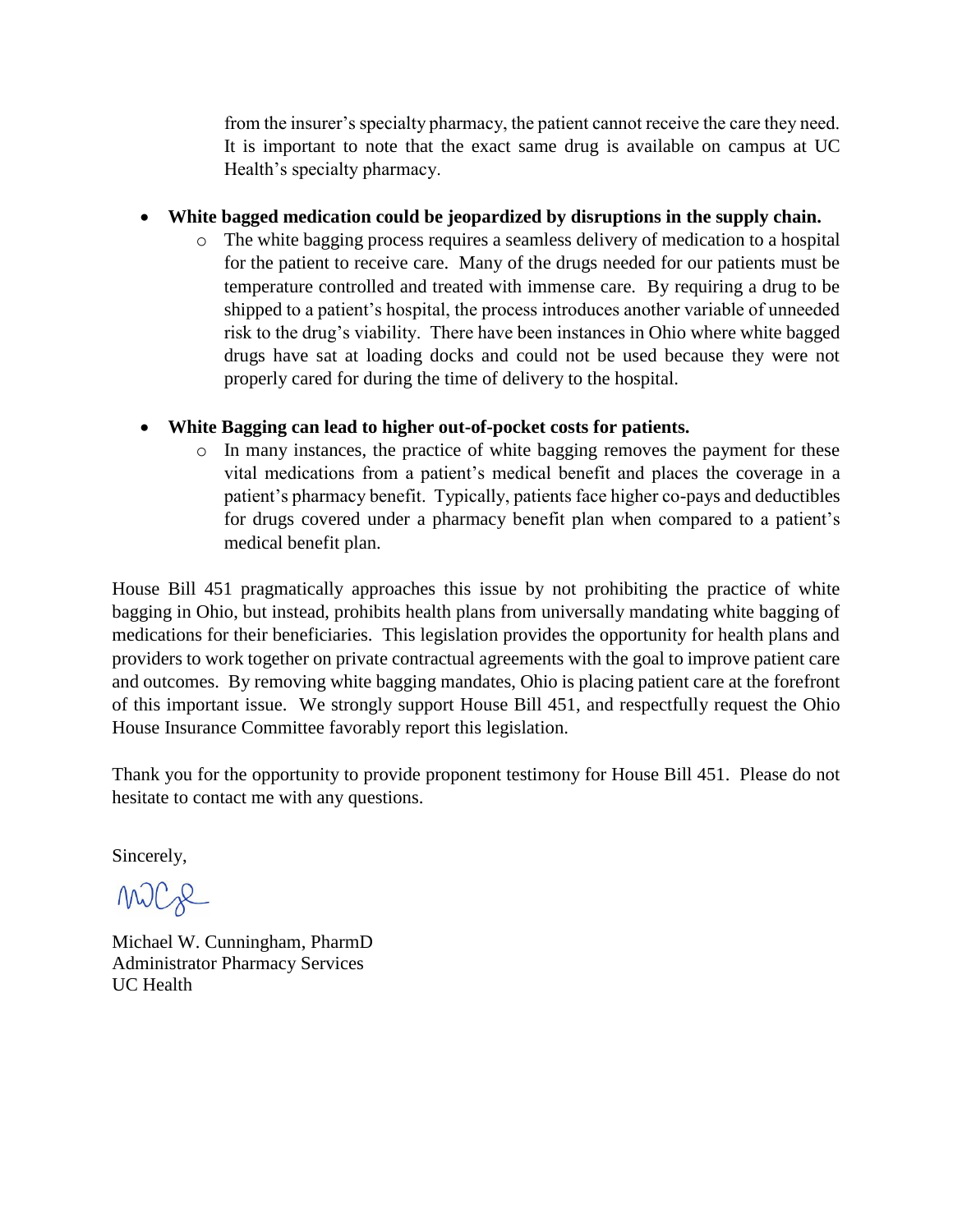from the insurer's specialty pharmacy, the patient cannot receive the care they need. It is important to note that the exact same drug is available on campus at UC Health's specialty pharmacy.

- **White bagged medication could be jeopardized by disruptions in the supply chain.**
  - The white bagging process requires a seamless delivery of medication to a hospital for the patient to receive care. Many of the drugs needed for our patients must be temperature controlled and treated with immense care. By requiring a drug to be shipped to a patient's hospital, the process introduces another variable of unneeded risk to the drug's viability. There have been instances in Ohio where white bagged drugs have sat at loading docks and could not be used because they were not properly cared for during the time of delivery to the hospital.

- **White Bagging can lead to higher out-of-pocket costs for patients.**
  - In many instances, the practice of white bagging removes the payment for these vital medications from a patient's medical benefit and places the coverage in a patient's pharmacy benefit. Typically, patients face higher co-pays and deductibles for drugs covered under a pharmacy benefit plan when compared to a patient's medical benefit plan.

House Bill 451 pragmatically approaches this issue by not prohibiting the practice of white bagging in Ohio, but instead, prohibits health plans from universally mandating white bagging of medications for their beneficiaries. This legislation provides the opportunity for health plans and providers to work together on private contractual agreements with the goal to improve patient care and outcomes. By removing white bagging mandates, Ohio is placing patient care at the forefront of this important issue. We strongly support House Bill 451, and respectfully request the Ohio House Insurance Committee favorably report this legislation.

Thank you for the opportunity to provide proponent testimony for House Bill 451. Please do not hesitate to contact me with any questions.

Sincerely,

Michael W. Cunningham, PharmD
Administrator Pharmacy Services
UC Health